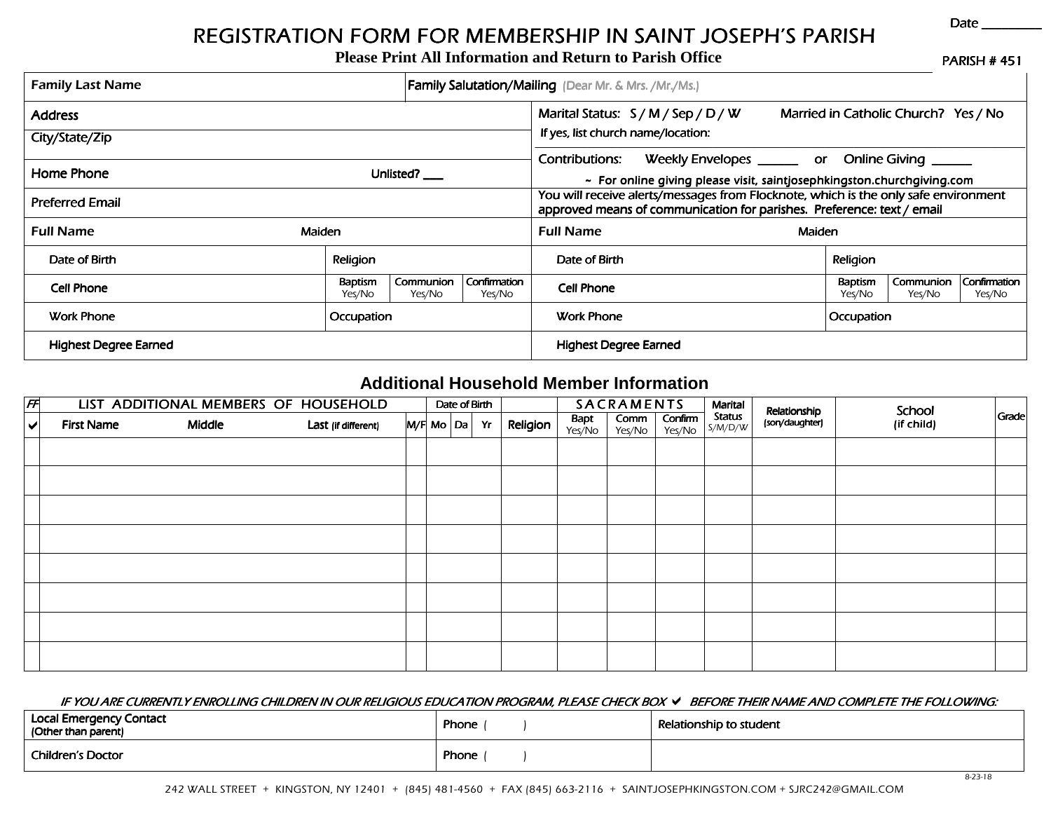Date ________

# REGISTRATION FORM FOR MEMBERSHIP IN SAINT JOSEPH'S PARISH

**Please Print All Information and Return to Parish Office**

PARISH # 451

| Family Last Name | Family Salutation/Mailing (Dear Mr. & Mrs. /Mr./Ms.) |
|---|---|
| Address | Marital Status: S / M / Sep / D / W  Married in Catholic Church? Yes / No |
| City/State/Zip | If yes, list church name/location: |
| Home Phone  Unlisted? ___ | Contributions: Weekly Envelopes ______ or Online Giving ______ ~ For online giving please visit, saintjosephkingston.churchgiving.com |
| Preferred Email | You will receive alerts/messages from Flocknote, which is the only safe environment approved means of communication for parishes. Preference: text / email |

| Full Name | Maiden | | | Full Name | Maiden | | |
|---|---|---|---|---|---|---|---|
| Date of Birth | Religion | | | Date of Birth | Religion | | |
| Cell Phone | Baptism Yes/No | Communion Yes/No | Confirmation Yes/No | Cell Phone | Baptism Yes/No | Communion Yes/No | Confirmation Yes/No |
| Work Phone | Occupation | | | Work Phone | Occupation | | |
| Highest Degree Earned | | | | Highest Degree Earned | | | |

## Additional Household Member Information

| FF | LIST ADDITIONAL MEMBERS OF HOUSEHOLD | | | | Date of Birth | | | | SACRAMENTS | | | Marital Status | Relationship | School | Grade |
|---|---|---|---|---|---|---|---|---|---|---|---|---|---|---|---|
| ✔ | First Name | Middle | Last (if different) | M/F | Mo | Da | Yr | Religion | Bapt Yes/No | Comm Yes/No | Confirm Yes/No | S/M/D/W | (son/daughter) | (if child) | |
| | | | | | | | | | | | | | | | |
| | | | | | | | | | | | | | | | |
| | | | | | | | | | | | | | | | |
| | | | | | | | | | | | | | | | |
| | | | | | | | | | | | | | | | |
| | | | | | | | | | | | | | | | |
| | | | | | | | | | | | | | | | |
| | | | | | | | | | | | | | | | |

*IF YOU ARE CURRENTLY ENROLLING CHILDREN IN OUR RELIGIOUS EDUCATION PROGRAM, PLEASE CHECK BOX ✔ BEFORE THEIR NAME AND COMPLETE THE FOLLOWING:*

| Local Emergency Contact (Other than parent) | Phone ( ) | Relationship to student |
|---|---|---|
| Children's Doctor | Phone ( ) | |

8-23-18

242 WALL STREET + KINGSTON, NY 12401 + (845) 481-4560 + FAX (845) 663-2116 + SAINTJOSEPHKINGSTON.COM + SJRC242@GMAIL.COM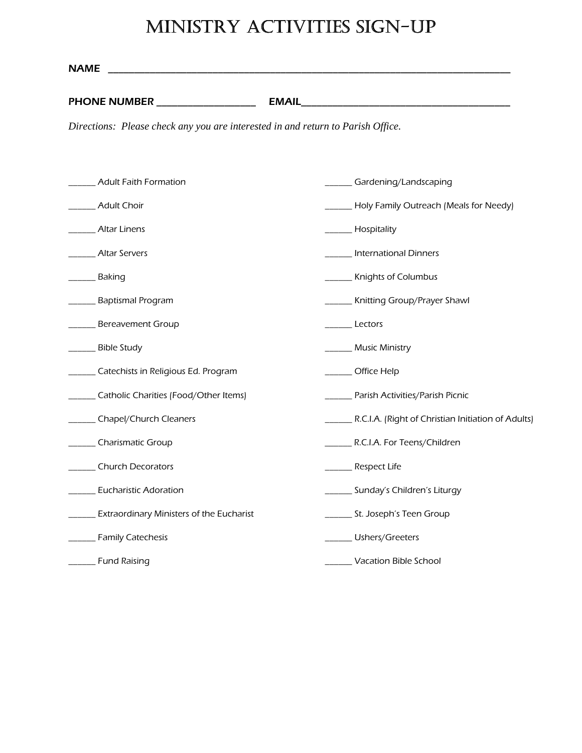# MINISTRY ACTIVITIES SIGN-UP

**NAME** ______________________________________________________________________________

**PHONE NUMBER** ___________________ **EMAIL**________________________________________

*Directions: Please check any you are interested in and return to Parish Office.*

______ Adult Faith Formation

______ Adult Choir

______ Altar Linens

______ Altar Servers

______ Baking

______ Baptismal Program

______ Bereavement Group

______ Bible Study

______ Catechists in Religious Ed. Program

______ Catholic Charities (Food/Other Items)

______ Chapel/Church Cleaners

______ Charismatic Group

______ Church Decorators

______ Eucharistic Adoration

______ Extraordinary Ministers of the Eucharist

______ Family Catechesis

______ Fund Raising

______ Gardening/Landscaping

______ Holy Family Outreach (Meals for Needy)

______ Hospitality

______ International Dinners

______ Knights of Columbus

______ Knitting Group/Prayer Shawl

______ Lectors

______ Music Ministry

______ Office Help

______ Parish Activities/Parish Picnic

______ R.C.I.A. (Right of Christian Initiation of Adults)

______ R.C.I.A. For Teens/Children

______ Respect Life

______ Sunday's Children's Liturgy

______ St. Joseph's Teen Group

______ Ushers/Greeters

______ Vacation Bible School